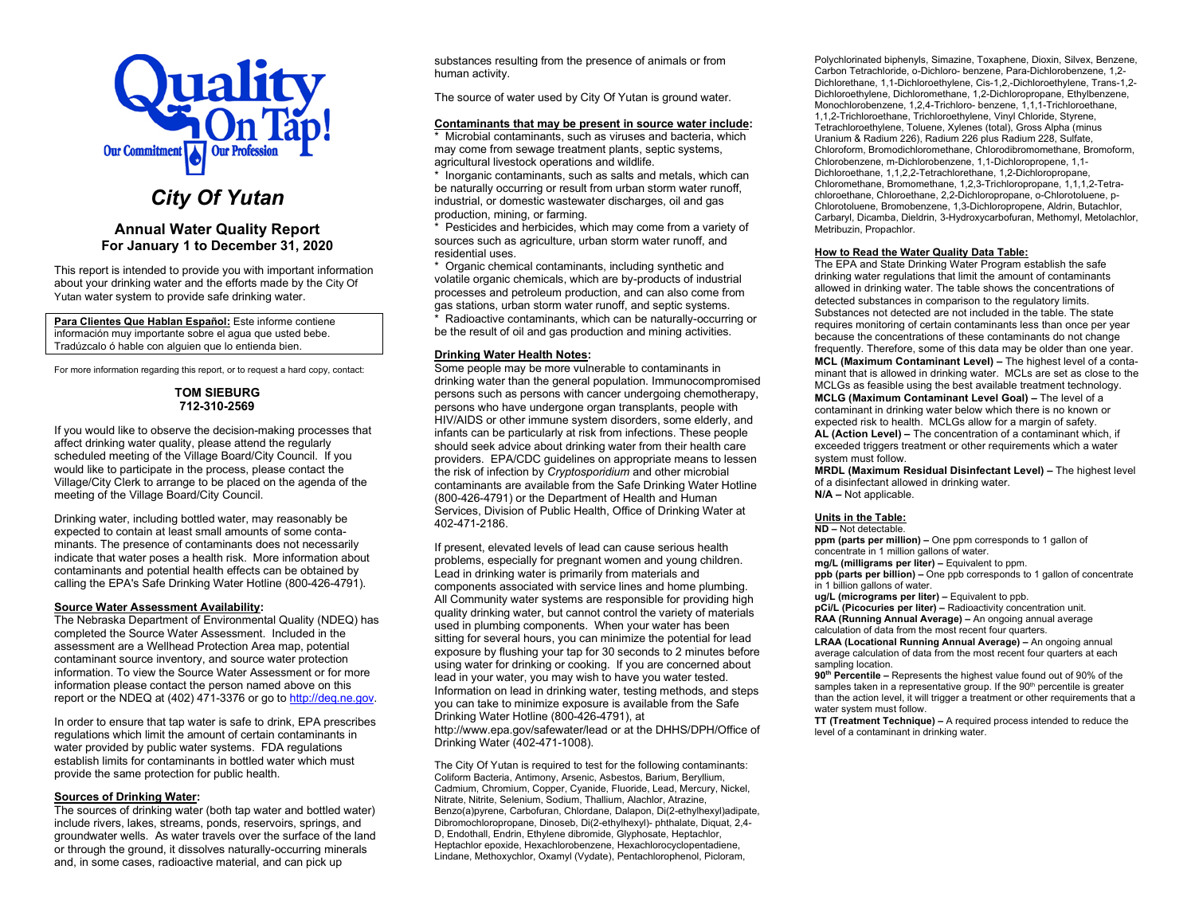Quality On Tap! Our Commitment Our Profession

# City Of Yutan

## Annual Water Quality Report
## For January 1 to December 31, 2020

This report is intended to provide you with important information about your drinking water and the efforts made by the City Of Yutan water system to provide safe drinking water.

**Para Clientes Que Hablan Español:** Este informe contiene información muy importante sobre el agua que usted bebe. Tradúzcalo ó hable con alguien que lo entienda bien.

For more information regarding this report, or to request a hard copy, contact:

**TOM SIEBURG**
**712-310-2569**

If you would like to observe the decision-making processes that affect drinking water quality, please attend the regularly scheduled meeting of the Village Board/City Council. If you would like to participate in the process, please contact the Village/City Clerk to arrange to be placed on the agenda of the meeting of the Village Board/City Council.

Drinking water, including bottled water, may reasonably be expected to contain at least small amounts of some contaminants. The presence of contaminants does not necessarily indicate that water poses a health risk. More information about contaminants and potential health effects can be obtained by calling the EPA's Safe Drinking Water Hotline (800-426-4791).

**Source Water Assessment Availability:**
The Nebraska Department of Environmental Quality (NDEQ) has completed the Source Water Assessment. Included in the assessment are a Wellhead Protection Area map, potential contaminant source inventory, and source water protection information. To view the Source Water Assessment or for more information please contact the person named above on this report or the NDEQ at (402) 471-3376 or go to http://deq.ne.gov.

In order to ensure that tap water is safe to drink, EPA prescribes regulations which limit the amount of certain contaminants in water provided by public water systems. FDA regulations establish limits for contaminants in bottled water which must provide the same protection for public health.

**Sources of Drinking Water:**
The sources of drinking water (both tap water and bottled water) include rivers, lakes, streams, ponds, reservoirs, springs, and groundwater wells. As water travels over the surface of the land or through the ground, it dissolves naturally-occurring minerals and, in some cases, radioactive material, and can pick up substances resulting from the presence of animals or from human activity.

The source of water used by City Of Yutan is ground water.

**Contaminants that may be present in source water include:**
* Microbial contaminants, such as viruses and bacteria, which may come from sewage treatment plants, septic systems, agricultural livestock operations and wildlife.
* Inorganic contaminants, such as salts and metals, which can be naturally occurring or result from urban storm water runoff, industrial, or domestic wastewater discharges, oil and gas production, mining, or farming.
* Pesticides and herbicides, which may come from a variety of sources such as agriculture, urban storm water runoff, and residential uses.
* Organic chemical contaminants, including synthetic and volatile organic chemicals, which are by-products of industrial processes and petroleum production, and can also come from gas stations, urban storm water runoff, and septic systems.
* Radioactive contaminants, which can be naturally-occurring or be the result of oil and gas production and mining activities.

**Drinking Water Health Notes:**
Some people may be more vulnerable to contaminants in drinking water than the general population. Immunocompromised persons such as persons with cancer undergoing chemotherapy, persons who have undergone organ transplants, people with HIV/AIDS or other immune system disorders, some elderly, and infants can be particularly at risk from infections. These people should seek advice about drinking water from their health care providers. EPA/CDC guidelines on appropriate means to lessen the risk of infection by *Cryptosporidium* and other microbial contaminants are available from the Safe Drinking Water Hotline (800-426-4791) or the Department of Health and Human Services, Division of Public Health, Office of Drinking Water at 402-471-2186.

If present, elevated levels of lead can cause serious health problems, especially for pregnant women and young children. Lead in drinking water is primarily from materials and components associated with service lines and home plumbing. All Community water systems are responsible for providing high quality drinking water, but cannot control the variety of materials used in plumbing components. When your water has been sitting for several hours, you can minimize the potential for lead exposure by flushing your tap for 30 seconds to 2 minutes before using water for drinking or cooking. If you are concerned about lead in your water, you may wish to have your water tested. Information on lead in drinking water, testing methods, and steps you can take to minimize exposure is available from the Safe Drinking Water Hotline (800-426-4791), at http://www.epa.gov/safewater/lead or at the DHHS/DPH/Office of Drinking Water (402-471-1008).

The City Of Yutan is required to test for the following contaminants: Coliform Bacteria, Antimony, Arsenic, Asbestos, Barium, Beryllium, Cadmium, Chromium, Copper, Cyanide, Fluoride, Lead, Mercury, Nickel, Nitrate, Nitrite, Selenium, Sodium, Thallium, Alachlor, Atrazine, Benzo(a)pyrene, Carbofuran, Chlordane, Dalapon, Di(2-ethylhexyl)adipate, Dibromochloropropane, Dinoseb, Di(2-ethylhexyl)- phthalate, Diquat, 2,4-D, Endothall, Endrin, Ethylene dibromide, Glyphosate, Heptachlor, Heptachlor epoxide, Hexachlorobenzene, Hexachlorocyclopentadiene, Lindane, Methoxychlor, Oxamyl (Vydate), Pentachlorophenol, Picloram, Polychlorinated biphenyls, Simazine, Toxaphene, Dioxin, Silvex, Benzene, Carbon Tetrachloride, o-Dichloro- benzene, Para-Dichlorobenzene, 1,2-Dichlorethane, 1,1-Dichloroethylene, Cis-1,2,-Dichloroethylene, Trans-1,2-Dichloroethylene, Dichloromethane, 1,2-Dichloropropane, Ethylbenzene, Monochlorobenzene, 1,2,4-Trichloro- benzene, 1,1,1-Trichloroethane, 1,1,2-Trichloroethane, Trichloroethylene, Vinyl Chloride, Styrene, Tetrachloroethylene, Toluene, Xylenes (total), Gross Alpha (minus Uranium & Radium 226), Radium 226 plus Radium 228, Sulfate, Chloroform, Bromodichloromethane, Chlorodibromomethane, Bromoform, Chlorobenzene, m-Dichlorobenzene, 1,1-Dichloropropene, 1,1-Dichloroethane, 1,1,2,2-Tetrachlorethane, 1,2-Dichloropropane, Chloromethane, Bromomethane, 1,2,3-Trichloropropane, 1,1,1,2-Tetra-chloroethane, Chloroethane, 2,2-Dichloropropane, o-Chlorotoluene, p-Chlorotoluene, Bromobenzene, 1,3-Dichloropropene, Aldrin, Butachlor, Carbaryl, Dicamba, Dieldrin, 3-Hydroxycarbofuran, Methomyl, Metolachlor, Metribuzin, Propachlor.

**How to Read the Water Quality Data Table:**
The EPA and State Drinking Water Program establish the safe drinking water regulations that limit the amount of contaminants allowed in drinking water. The table shows the concentrations of detected substances in comparison to the regulatory limits. Substances not detected are not included in the table. The state requires monitoring of certain contaminants less than once per year because the concentrations of these contaminants do not change frequently. Therefore, some of this data may be older than one year.
**MCL (Maximum Contaminant Level) –** The highest level of a contaminant that is allowed in drinking water. MCLs are set as close to the MCLGs as feasible using the best available treatment technology.
**MCLG (Maximum Contaminant Level Goal) –** The level of a contaminant in drinking water below which there is no known or expected risk to health. MCLGs allow for a margin of safety.
**AL (Action Level) –** The concentration of a contaminant which, if exceeded triggers treatment or other requirements which a water system must follow.
**MRDL (Maximum Residual Disinfectant Level) –** The highest level of a disinfectant allowed in drinking water.
**N/A –** Not applicable.

**Units in the Table:**
**ND –** Not detectable.
**ppm (parts per million) –** One ppm corresponds to 1 gallon of concentrate in 1 million gallons of water.
**mg/L (milligrams per liter) –** Equivalent to ppm.
**ppb (parts per billion) –** One ppb corresponds to 1 gallon of concentrate in 1 billion gallons of water.
**ug/L (micrograms per liter) –** Equivalent to ppb.
**pCi/L (Picocuries per liter) –** Radioactivity concentration unit.
**RAA (Running Annual Average) –** An ongoing annual average calculation of data from the most recent four quarters.
**LRAA (Locational Running Annual Average) –** An ongoing annual average calculation of data from the most recent four quarters at each sampling location.
**90th Percentile –** Represents the highest value found out of 90% of the samples taken in a representative group. If the 90th percentile is greater than the action level, it will trigger a treatment or other requirements that a water system must follow.
**TT (Treatment Technique) –** A required process intended to reduce the level of a contaminant in drinking water.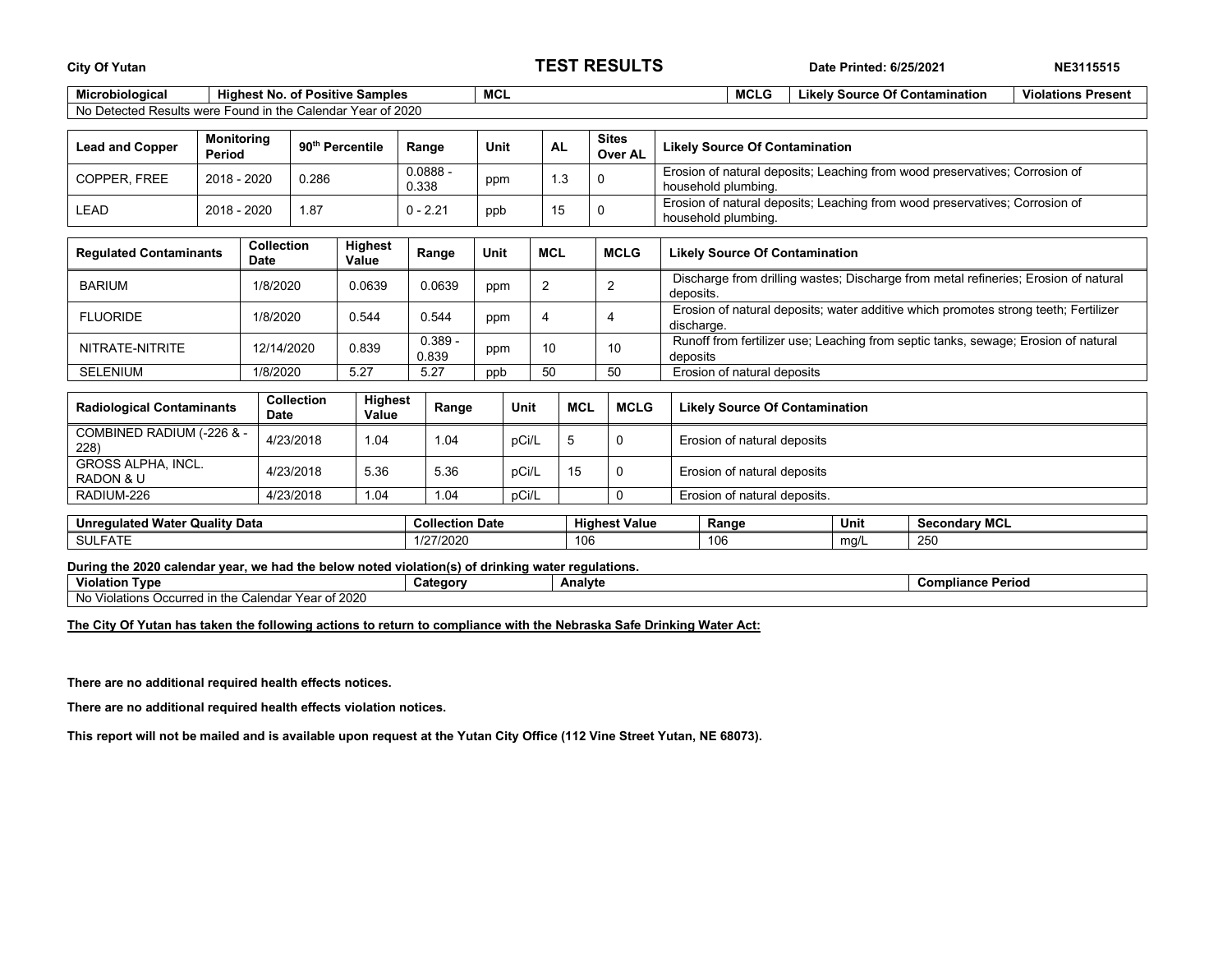City Of Yutan

# TEST RESULTS

Date Printed: 6/25/2021

NE3115515

| Microbiological | Highest No. of Positive Samples | MCL | MCLG | Likely Source Of Contamination | Violations Present |
|---|---|---|---|---|---|
| No Detected Results were Found in the Calendar Year of 2020 | | | | | |

| Lead and Copper | Monitoring Period | 90th Percentile | Range | Unit | AL | Sites Over AL | Likely Source Of Contamination |
|---|---|---|---|---|---|---|---|
| COPPER, FREE | 2018 - 2020 | 0.286 | 0.0888 - 0.338 | ppm | 1.3 | 0 | Erosion of natural deposits; Leaching from wood preservatives; Corrosion of household plumbing. |
| LEAD | 2018 - 2020 | 1.87 | 0 - 2.21 | ppb | 15 | 0 | Erosion of natural deposits; Leaching from wood preservatives; Corrosion of household plumbing. |

| Regulated Contaminants | Collection Date | Highest Value | Range | Unit | MCL | MCLG | Likely Source Of Contamination |
|---|---|---|---|---|---|---|---|
| BARIUM | 1/8/2020 | 0.0639 | 0.0639 | ppm | 2 | 2 | Discharge from drilling wastes; Discharge from metal refineries; Erosion of natural deposits. |
| FLUORIDE | 1/8/2020 | 0.544 | 0.544 | ppm | 4 | 4 | Erosion of natural deposits; water additive which promotes strong teeth; Fertilizer discharge. |
| NITRATE-NITRITE | 12/14/2020 | 0.839 | 0.389 - 0.839 | ppm | 10 | 10 | Runoff from fertilizer use; Leaching from septic tanks, sewage; Erosion of natural deposits |
| SELENIUM | 1/8/2020 | 5.27 | 5.27 | ppb | 50 | 50 | Erosion of natural deposits |

| Radiological Contaminants | Collection Date | Highest Value | Range | Unit | MCL | MCLG | Likely Source Of Contamination |
|---|---|---|---|---|---|---|---|
| COMBINED RADIUM (-226 & -228) | 4/23/2018 | 1.04 | 1.04 | pCi/L | 5 | 0 | Erosion of natural deposits |
| GROSS ALPHA, INCL. RADON & U | 4/23/2018 | 5.36 | 5.36 | pCi/L | 15 | 0 | Erosion of natural deposits |
| RADIUM-226 | 4/23/2018 | 1.04 | 1.04 | pCi/L | | 0 | Erosion of natural deposits. |

| Unregulated Water Quality Data | Collection Date | Highest Value | Range | Unit | Secondary MCL |
|---|---|---|---|---|---|
| SULFATE | 1/27/2020 | 106 | 106 | mg/L | 250 |

**During the 2020 calendar year, we had the below noted violation(s) of drinking water regulations.**

| Violation Type | Category | Analyte | Compliance Period |
|---|---|---|---|
| No Violations Occurred in the Calendar Year of 2020 | | | |

**The City Of Yutan has taken the following actions to return to compliance with the Nebraska Safe Drinking Water Act:**

**There are no additional required health effects notices.**

**There are no additional required health effects violation notices.**

**This report will not be mailed and is available upon request at the Yutan City Office (112 Vine Street Yutan, NE 68073).**